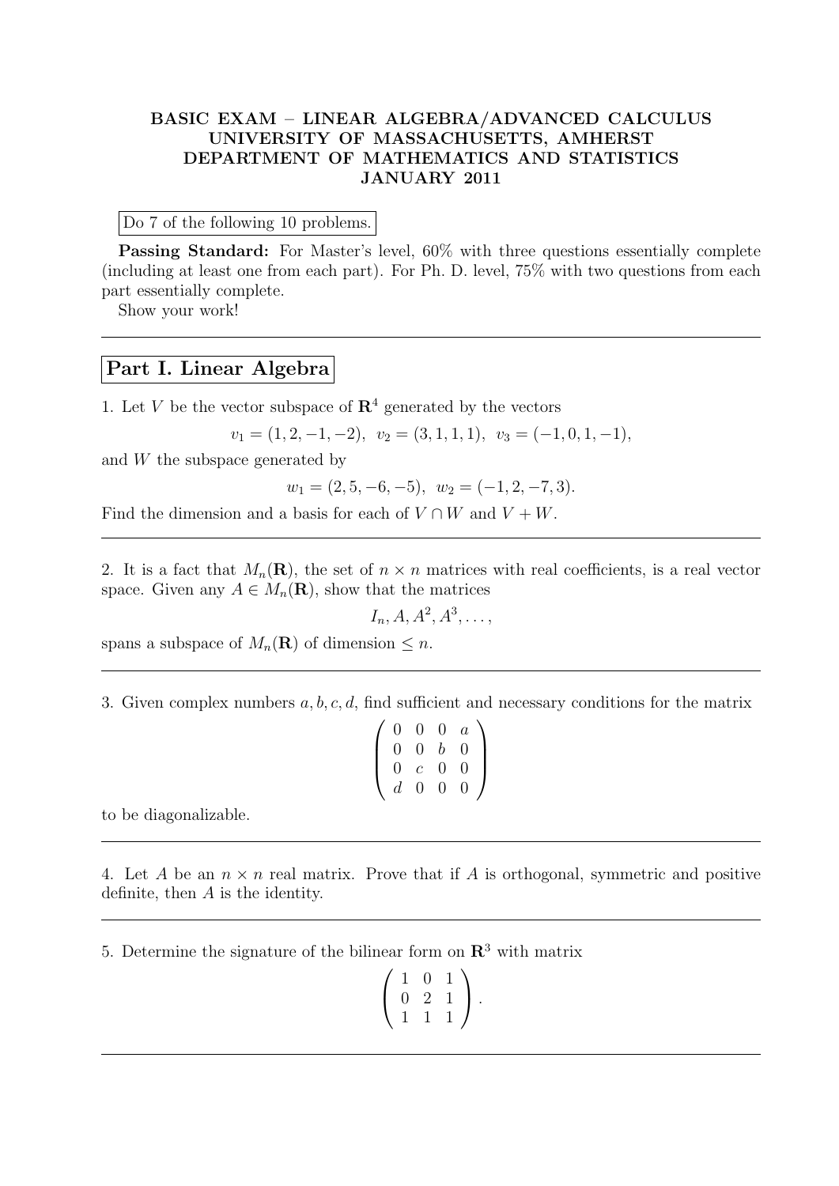**BASIC EXAM – LINEAR ALGEBRA/ADVANCED CALCULUS**
**UNIVERSITY OF MASSACHUSETTS, AMHERST**
**DEPARTMENT OF MATHEMATICS AND STATISTICS**
**JANUARY 2011**

Do 7 of the following 10 problems.

**Passing Standard:** For Master's level, 60% with three questions essentially complete (including at least one from each part). For Ph. D. level, 75% with two questions from each part essentially complete.

Show your work!

---

## Part I. Linear Algebra

1. Let $V$ be the vector subspace of $\mathbf{R}^4$ generated by the vectors

$$v_1 = (1, 2, -1, -2),\ \ v_2 = (3, 1, 1, 1),\ \ v_3 = (-1, 0, 1, -1),$$

and $W$ the subspace generated by

$$w_1 = (2, 5, -6, -5),\ \ w_2 = (-1, 2, -7, 3).$$

Find the dimension and a basis for each of $V \cap W$ and $V + W$.

---

2. It is a fact that $M_n(\mathbf{R})$, the set of $n \times n$ matrices with real coefficients, is a real vector space. Given any $A \in M_n(\mathbf{R})$, show that the matrices

$$I_n, A, A^2, A^3, \ldots,$$

spans a subspace of $M_n(\mathbf{R})$ of dimension $\leq n$.

---

3. Given complex numbers $a, b, c, d$, find sufficient and necessary conditions for the matrix

$$\begin{pmatrix} 0 & 0 & 0 & a \\ 0 & 0 & b & 0 \\ 0 & c & 0 & 0 \\ d & 0 & 0 & 0 \end{pmatrix}$$

to be diagonalizable.

---

4. Let $A$ be an $n \times n$ real matrix. Prove that if $A$ is orthogonal, symmetric and positive definite, then $A$ is the identity.

---

5. Determine the signature of the bilinear form on $\mathbf{R}^3$ with matrix

$$\begin{pmatrix} 1 & 0 & 1 \\ 0 & 2 & 1 \\ 1 & 1 & 1 \end{pmatrix}.$$

---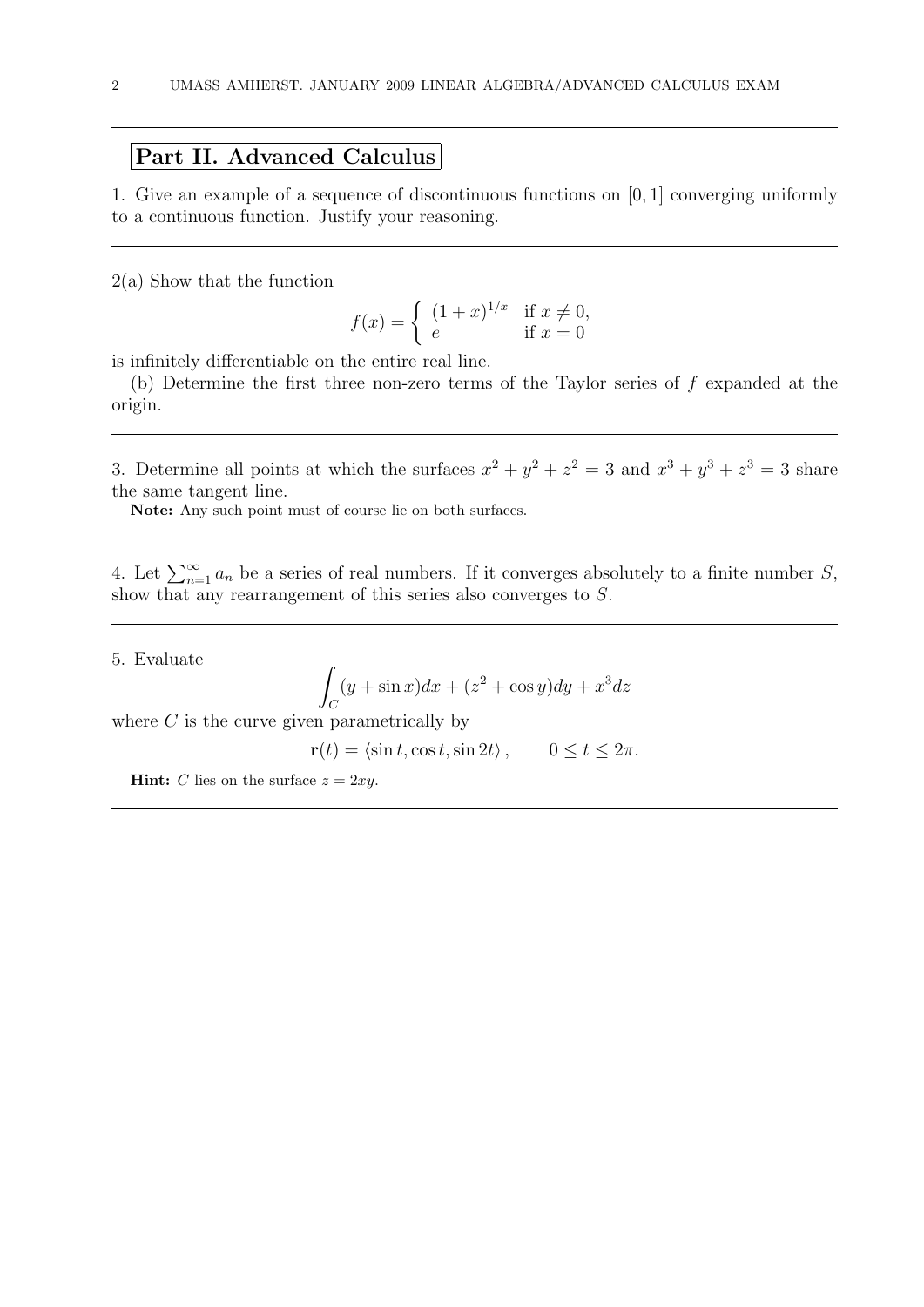## Part II. Advanced Calculus

1. Give an example of a sequence of discontinuous functions on $[0, 1]$ converging uniformly to a continuous function. Justify your reasoning.

---

2(a) Show that the function

$$f(x) = \begin{cases} (1+x)^{1/x} & \text{if } x \neq 0, \\ e & \text{if } x = 0 \end{cases}$$

is infinitely differentiable on the entire real line.

(b) Determine the first three non-zero terms of the Taylor series of $f$ expanded at the origin.

---

3. Determine all points at which the surfaces $x^2 + y^2 + z^2 = 3$ and $x^3 + y^3 + z^3 = 3$ share the same tangent line.

**Note:** Any such point must of course lie on both surfaces.

---

4. Let $\sum_{n=1}^{\infty} a_n$ be a series of real numbers. If it converges absolutely to a finite number $S$, show that any rearrangement of this series also converges to $S$.

---

5. Evaluate

$$\int_C (y + \sin x)dx + (z^2 + \cos y)dy + x^3 dz$$

where $C$ is the curve given parametrically by

$$\mathbf{r}(t) = \langle \sin t, \cos t, \sin 2t \rangle, \qquad 0 \leq t \leq 2\pi.$$

**Hint:** $C$ lies on the surface $z = 2xy$.